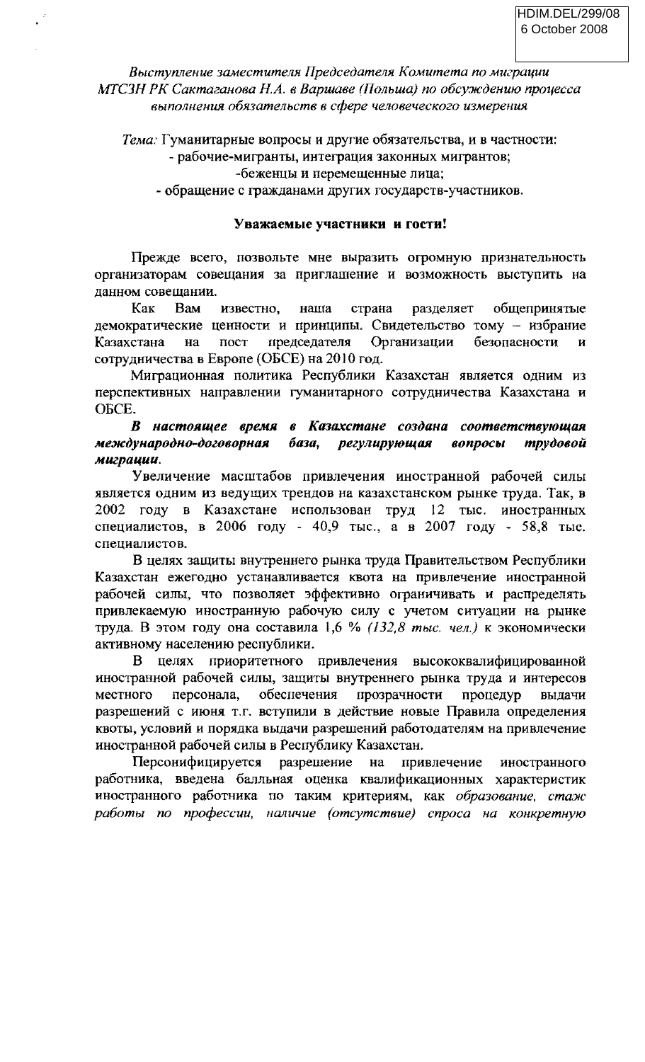HDIM.DEL/299/08
6 October 2008

*Выступление заместителя Председателя Комитета по миграции МТСЗН РК Сактаганова Н.А. в Варшаве (Польша) по обсуждению процесса выполнения обязательств в сфере человеческого измерения*

*Тема:* Гуманитарные вопросы и другие обязательства, и в частности:
- рабочие-мигранты, интеграция законных мигрантов;
- беженцы и перемещенные лица;
- обращение с гражданами других государств-участников.

**Уважаемые участники и гости!**

Прежде всего, позвольте мне выразить огромную признательность организаторам совещания за приглашение и возможность выступить на данном совещании.

Как Вам известно, наша страна разделяет общепринятые демократические ценности и принципы. Свидетельство тому – избрание Казахстана на пост председателя Организации безопасности и сотрудничества в Европе (ОБСЕ) на 2010 год.

Миграционная политика Республики Казахстан является одним из перспективных направлении гуманитарного сотрудничества Казахстана и ОБСЕ.

***В настоящее время в Казахстане создана соответствующая международно-договорная база, регулирующая вопросы трудовой миграции.***

Увеличение масштабов привлечения иностранной рабочей силы является одним из ведущих трендов на казахстанском рынке труда. Так, в 2002 году в Казахстане использован труд 12 тыс. иностранных специалистов, в 2006 году - 40,9 тыс., а в 2007 году - 58,8 тыс. специалистов.

В целях защиты внутреннего рынка труда Правительством Республики Казахстан ежегодно устанавливается квота на привлечение иностранной рабочей силы, что позволяет эффективно ограничивать и распределять привлекаемую иностранную рабочую силу с учетом ситуации на рынке труда. В этом году она составила 1,6 % *(132,8 тыс. чел.)* к экономически активному населению республики.

В целях приоритетного привлечения высококвалифицированной иностранной рабочей силы, защиты внутреннего рынка труда и интересов местного персонала, обеспечения прозрачности процедур выдачи разрешений с июня т.г. вступили в действие новые Правила определения квоты, условий и порядка выдачи разрешений работодателям на привлечение иностранной рабочей силы в Республику Казахстан.

Персонифицируется разрешение на привлечение иностранного работника, введена балльная оценка квалификационных характеристик иностранного работника по таким критериям, как *образование, стаж работы по профессии, наличие (отсутствие) спроса на конкретную*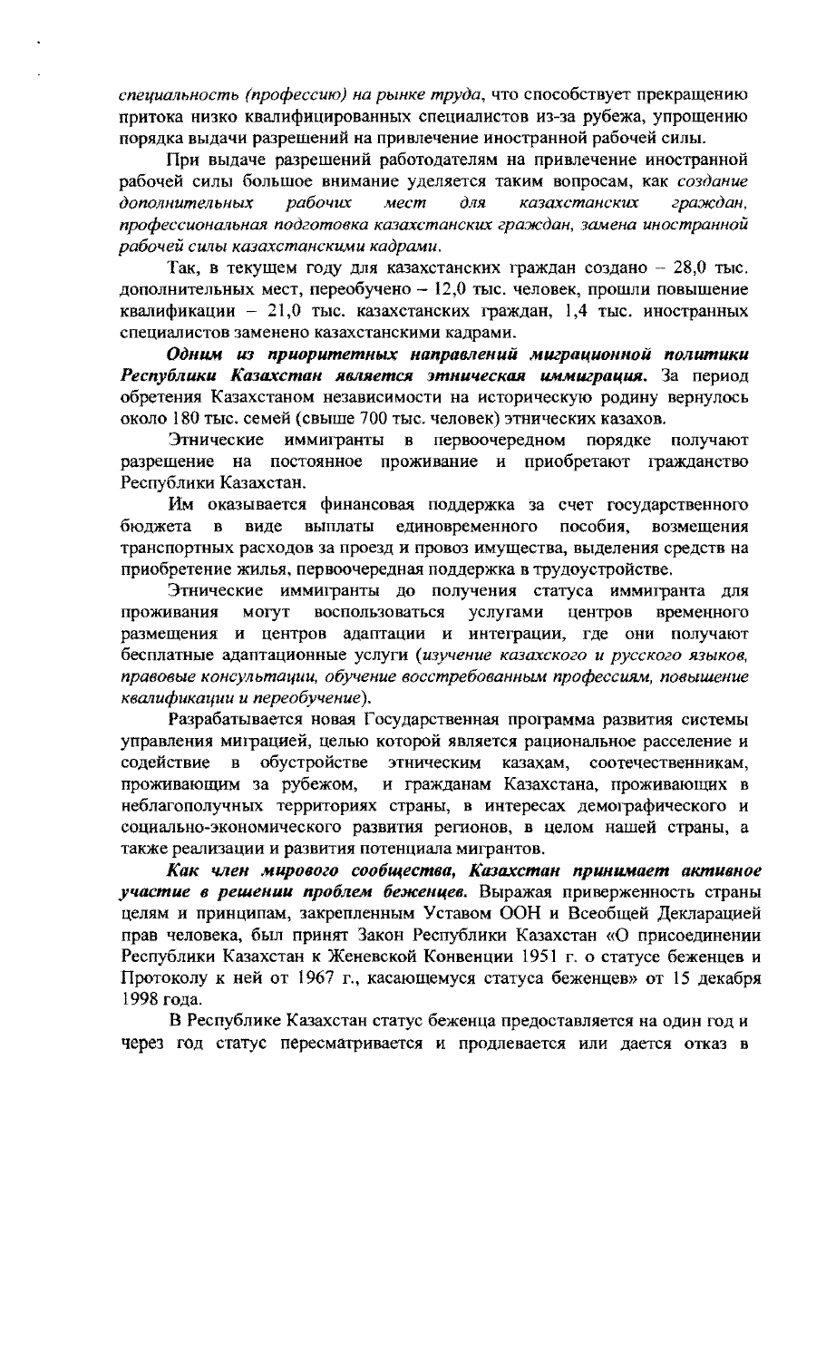*специальность (профессию) на рынке труда*, что способствует прекращению притока низко квалифицированных специалистов из-за рубежа, упрощению порядка выдачи разрешений на привлечение иностранной рабочей силы.

При выдаче разрешений работодателям на привлечение иностранной рабочей силы большое внимание уделяется таким вопросам, как *создание дополнительных рабочих мест для казахстанских граждан, профессиональная подготовка казахстанских граждан, замена иностранной рабочей силы казахстанскими кадрами.*

Так, в текущем году для казахстанских граждан создано – 28,0 тыс. дополнительных мест, переобучено – 12,0 тыс. человек, прошли повышение квалификации – 21,0 тыс. казахстанских граждан, 1,4 тыс. иностранных специалистов заменено казахстанскими кадрами.

***Одним из приоритетных направлений миграционной политики Республики Казахстан является этническая иммиграция.*** За период обретения Казахстаном независимости на историческую родину вернулось около 180 тыс. семей (свыше 700 тыс. человек) этнических казахов.

Этнические иммигранты в первоочередном порядке получают разрешение на постоянное проживание и приобретают гражданство Республики Казахстан.

Им оказывается финансовая поддержка за счет государственного бюджета в виде выплаты единовременного пособия, возмещения транспортных расходов за проезд и провоз имущества, выделения средств на приобретение жилья, первоочередная поддержка в трудоустройстве.

Этнические иммигранты до получения статуса иммигранта для проживания могут воспользоваться услугами центров временного размещения и центров адаптации и интеграции, где они получают бесплатные адаптационные услуги (*изучение казахского и русского языков, правовые консультации, обучение восстребованным профессиям, повышение квалификации и переобучение*).

Разрабатывается новая Государственная программа развития системы управления миграцией, целью которой является рациональное расселение и содействие в обустройстве этническим казахам, соотечественникам, проживающим за рубежом, и гражданам Казахстана, проживающих в неблагополучных территориях страны, в интересах демографического и социально-экономического развития регионов, в целом нашей страны, а также реализации и развития потенциала мигрантов.

***Как член мирового сообщества, Казахстан принимает активное участие в решении проблем беженцев.*** Выражая приверженность страны целям и принципам, закрепленным Уставом ООН и Всеобщей Декларацией прав человека, был принят Закон Республики Казахстан «О присоединении Республики Казахстан к Женевской Конвенции 1951 г. о статусе беженцев и Протоколу к ней от 1967 г., касающемуся статуса беженцев» от 15 декабря 1998 года.

В Республике Казахстан статус беженца предоставляется на один год и через год статус пересматривается и продлевается или дается отказ в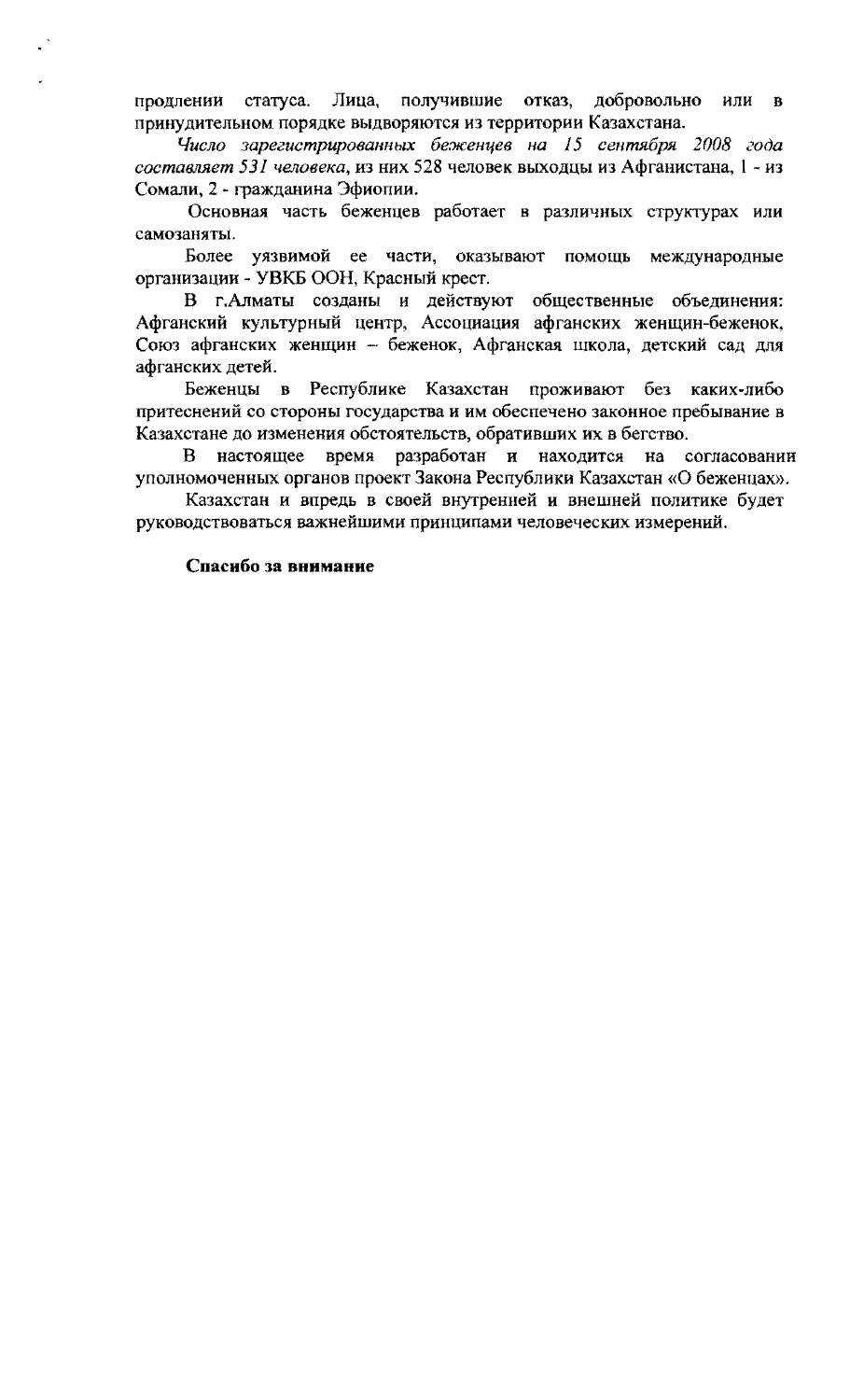продлении статуса. Лица, получившие отказ, добровольно или в принудительном порядке выдворяются из территории Казахстана.

*Число зарегистрированных беженцев на 15 сентября 2008 года составляет 531 человека*, из них 528 человек выходцы из Афганистана, 1 - из Сомали, 2 - гражданина Эфиопии.

Основная часть беженцев работает в различных структурах или самозаняты.

Более уязвимой ее части, оказывают помощь международные организации - УВКБ ООН, Красный крест.

В г.Алматы созданы и действуют общественные объединения: Афганский культурный центр, Ассоциация афганских женщин-беженок, Союз афганских женщин – беженок, Афганская школа, детский сад для афганских детей.

Беженцы в Республике Казахстан проживают без каких-либо притеснений со стороны государства и им обеспечено законное пребывание в Казахстане до изменения обстоятельств, обративших их в бегство.

В настоящее время разработан и находится на согласовании уполномоченных органов проект Закона Республики Казахстан «О беженцах».

Казахстан и впредь в своей внутренней и внешней политике будет руководствоваться важнейшими принципами человеческих измерений.

**Спасибо за внимание**